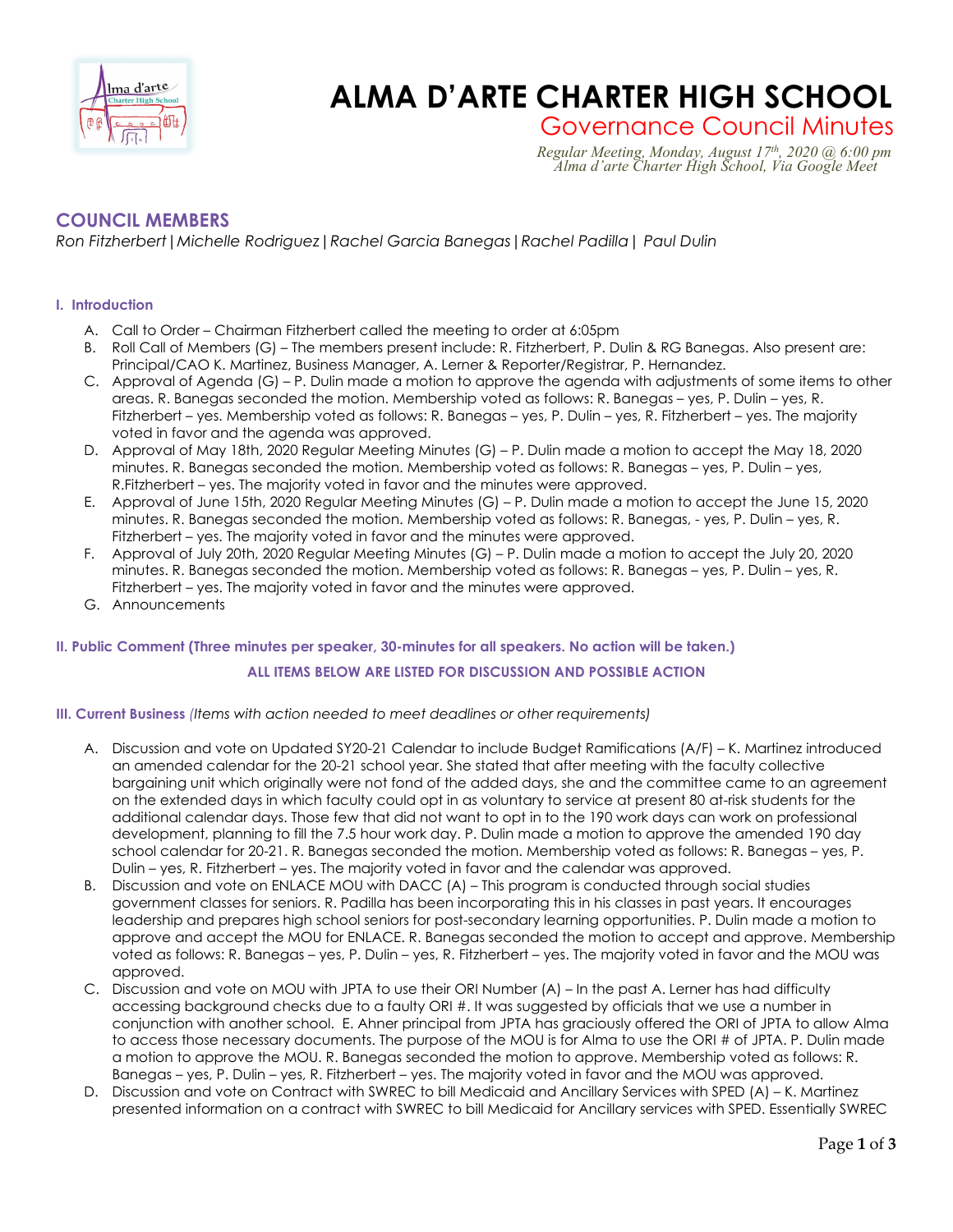# ALMA D'ARTE CHARTER HIGH SCHOOL

## Governance Council Minutes

*Regular Meeting, Monday, August 17th, 2020 @ 6:00 pm*
*Alma d'arte Charter High School, Via Google Meet*

## COUNCIL MEMBERS

*Ron Fitzherbert | Michelle Rodriguez | Rachel Garcia Banegas | Rachel Padilla | Paul Dulin*

### I. Introduction

A. Call to Order – Chairman Fitzherbert called the meeting to order at 6:05pm

B. Roll Call of Members (G) – The members present include: R. Fitzherbert, P. Dulin & RG Banegas. Also present are: Principal/CAO K. Martinez, Business Manager, A. Lerner & Reporter/Registrar, P. Hernandez.

C. Approval of Agenda (G) – P. Dulin made a motion to approve the agenda with adjustments of some items to other areas. R. Banegas seconded the motion. Membership voted as follows: R. Banegas – yes, P. Dulin – yes, R. Fitzherbert – yes. Membership voted as follows: R. Banegas – yes, P. Dulin – yes, R. Fitzherbert – yes. The majority voted in favor and the agenda was approved.

D. Approval of May 18th, 2020 Regular Meeting Minutes (G) – P. Dulin made a motion to accept the May 18, 2020 minutes. R. Banegas seconded the motion. Membership voted as follows: R. Banegas – yes, P. Dulin – yes, R.Fitzherbert – yes. The majority voted in favor and the minutes were approved.

E. Approval of June 15th, 2020 Regular Meeting Minutes (G) – P. Dulin made a motion to accept the June 15, 2020 minutes. R. Banegas seconded the motion. Membership voted as follows: R. Banegas, - yes, P. Dulin – yes, R. Fitzherbert – yes. The majority voted in favor and the minutes were approved.

F. Approval of July 20th, 2020 Regular Meeting Minutes (G) – P. Dulin made a motion to accept the July 20, 2020 minutes. R. Banegas seconded the motion. Membership voted as follows: R. Banegas – yes, P. Dulin – yes, R. Fitzherbert – yes. The majority voted in favor and the minutes were approved.

G. Announcements

### II. Public Comment (Three minutes per speaker, 30-minutes for all speakers. No action will be taken.)

**ALL ITEMS BELOW ARE LISTED FOR DISCUSSION AND POSSIBLE ACTION**

### III. Current Business *(Items with action needed to meet deadlines or other requirements)*

A. Discussion and vote on Updated SY20-21 Calendar to include Budget Ramifications (A/F) – K. Martinez introduced an amended calendar for the 20-21 school year. She stated that after meeting with the faculty collective bargaining unit which originally were not fond of the added days, she and the committee came to an agreement on the extended days in which faculty could opt in as voluntary to service at present 80 at-risk students for the additional calendar days. Those few that did not want to opt in to the 190 work days can work on professional development, planning to fill the 7.5 hour work day. P. Dulin made a motion to approve the amended 190 day school calendar for 20-21. R. Banegas seconded the motion. Membership voted as follows: R. Banegas – yes, P. Dulin – yes, R. Fitzherbert – yes. The majority voted in favor and the calendar was approved.

B. Discussion and vote on ENLACE MOU with DACC (A) – This program is conducted through social studies government classes for seniors. R. Padilla has been incorporating this in his classes in past years. It encourages leadership and prepares high school seniors for post-secondary learning opportunities. P. Dulin made a motion to approve and accept the MOU for ENLACE. R. Banegas seconded the motion to accept and approve. Membership voted as follows: R. Banegas – yes, P. Dulin – yes, R. Fitzherbert – yes. The majority voted in favor and the MOU was approved.

C. Discussion and vote on MOU with JPTA to use their ORI Number (A) – In the past A. Lerner has had difficulty accessing background checks due to a faulty ORI #. It was suggested by officials that we use a number in conjunction with another school. E. Ahner principal from JPTA has graciously offered the ORI of JPTA to allow Alma to access those necessary documents. The purpose of the MOU is for Alma to use the ORI # of JPTA. P. Dulin made a motion to approve the MOU. R. Banegas seconded the motion to approve. Membership voted as follows: R. Banegas – yes, P. Dulin – yes, R. Fitzherbert – yes. The majority voted in favor and the MOU was approved.

D. Discussion and vote on Contract with SWREC to bill Medicaid and Ancillary Services with SPED (A) – K. Martinez presented information on a contract with SWREC to bill Medicaid for Ancillary services with SPED. Essentially SWREC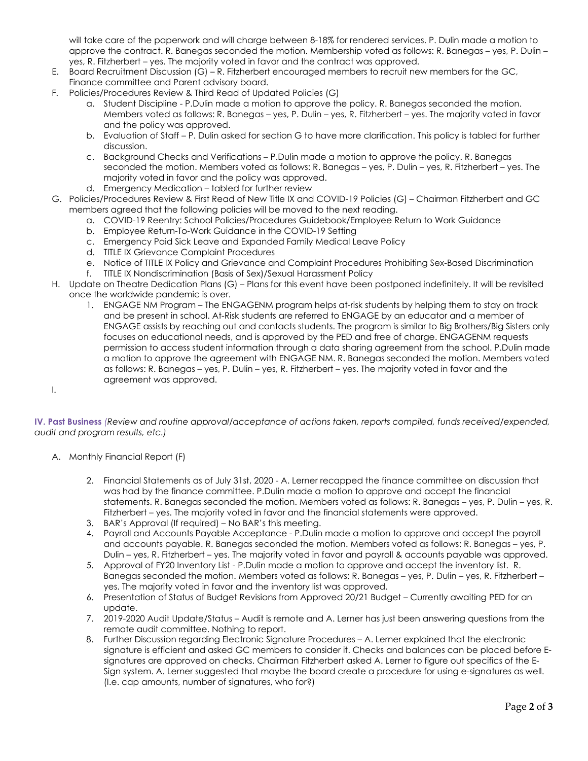will take care of the paperwork and will charge between 8-18% for rendered services. P. Dulin made a motion to approve the contract. R. Banegas seconded the motion. Membership voted as follows: R. Banegas – yes, P. Dulin – yes, R. Fitzherbert – yes. The majority voted in favor and the contract was approved.

E. Board Recruitment Discussion (G) – R. Fitzherbert encouraged members to recruit new members for the GC, Finance committee and Parent advisory board.

F. Policies/Procedures Review & Third Read of Updated Policies (G)
   a. Student Discipline - P.Dulin made a motion to approve the policy. R. Banegas seconded the motion. Members voted as follows: R. Banegas – yes, P. Dulin – yes, R. Fitzherbert – yes. The majority voted in favor and the policy was approved.
   b. Evaluation of Staff – P. Dulin asked for section G to have more clarification. This policy is tabled for further discussion.
   c. Background Checks and Verifications – P.Dulin made a motion to approve the policy. R. Banegas seconded the motion. Members voted as follows: R. Banegas – yes, P. Dulin – yes, R. Fitzherbert – yes. The majority voted in favor and the policy was approved.
   d. Emergency Medication – tabled for further review

G. Policies/Procedures Review & First Read of New Title IX and COVID-19 Policies (G) – Chairman Fitzherbert and GC members agreed that the following policies will be moved to the next reading.
   a. COVID-19 Reentry: School Policies/Procedures Guidebook/Employee Return to Work Guidance
   b. Employee Return-To-Work Guidance in the COVID-19 Setting
   c. Emergency Paid Sick Leave and Expanded Family Medical Leave Policy
   d. TITLE IX Grievance Complaint Procedures
   e. Notice of TITLE IX Policy and Grievance and Complaint Procedures Prohibiting Sex-Based Discrimination
   f. TITLE IX Nondiscrimination (Basis of Sex)/Sexual Harassment Policy

H. Update on Theatre Dedication Plans (G) – Plans for this event have been postponed indefinitely. It will be revisited once the worldwide pandemic is over.
   1. ENGAGE NM Program – The ENGAGENM program helps at-risk students by helping them to stay on track and be present in school. At-Risk students are referred to ENGAGE by an educator and a member of ENGAGE assists by reaching out and contacts students. The program is similar to Big Brothers/Big Sisters only focuses on educational needs, and is approved by the PED and free of charge. ENGAGENM requests permission to access student information through a data sharing agreement from the school. P.Dulin made a motion to approve the agreement with ENGAGE NM. R. Banegas seconded the motion. Members voted as follows: R. Banegas – yes, P. Dulin – yes, R. Fitzherbert – yes. The majority voted in favor and the agreement was approved.

I.

**IV. Past Business** *(Review and routine approval/acceptance of actions taken, reports compiled, funds received/expended, audit and program results, etc.)*

A. Monthly Financial Report (F)

   2. Financial Statements as of July 31st, 2020 - A. Lerner recapped the finance committee on discussion that was had by the finance committee. P.Dulin made a motion to approve and accept the financial statements. R. Banegas seconded the motion. Members voted as follows: R. Banegas – yes, P. Dulin – yes, R. Fitzherbert – yes. The majority voted in favor and the financial statements were approved.
   3. BAR's Approval (If required) – No BAR's this meeting.
   4. Payroll and Accounts Payable Acceptance - P.Dulin made a motion to approve and accept the payroll and accounts payable. R. Banegas seconded the motion. Members voted as follows: R. Banegas – yes, P. Dulin – yes, R. Fitzherbert – yes. The majority voted in favor and payroll & accounts payable was approved.
   5. Approval of FY20 Inventory List - P.Dulin made a motion to approve and accept the inventory list. R. Banegas seconded the motion. Members voted as follows: R. Banegas – yes, P. Dulin – yes, R. Fitzherbert – yes. The majority voted in favor and the inventory list was approved.
   6. Presentation of Status of Budget Revisions from Approved 20/21 Budget – Currently awaiting PED for an update.
   7. 2019-2020 Audit Update/Status – Audit is remote and A. Lerner has just been answering questions from the remote audit committee. Nothing to report.
   8. Further Discussion regarding Electronic Signature Procedures – A. Lerner explained that the electronic signature is efficient and asked GC members to consider it. Checks and balances can be placed before E-signatures are approved on checks. Chairman Fitzherbert asked A. Lerner to figure out specifics of the E-Sign system. A. Lerner suggested that maybe the board create a procedure for using e-signatures as well. (I.e. cap amounts, number of signatures, who for?)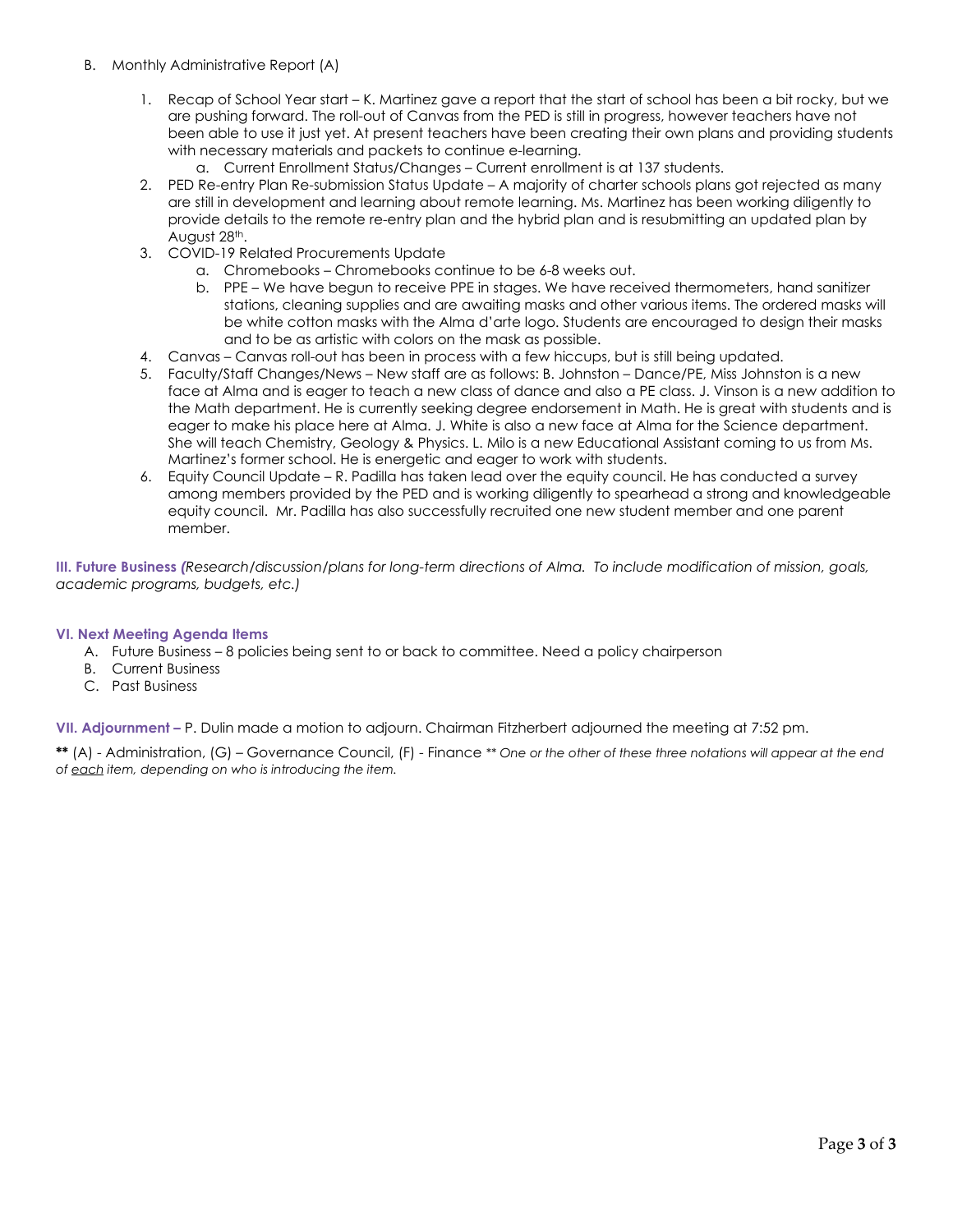B. Monthly Administrative Report (A)

1. Recap of School Year start – K. Martinez gave a report that the start of school has been a bit rocky, but we are pushing forward. The roll-out of Canvas from the PED is still in progress, however teachers have not been able to use it just yet. At present teachers have been creating their own plans and providing students with necessary materials and packets to continue e-learning.
    a. Current Enrollment Status/Changes – Current enrollment is at 137 students.
2. PED Re-entry Plan Re-submission Status Update – A majority of charter schools plans got rejected as many are still in development and learning about remote learning. Ms. Martinez has been working diligently to provide details to the remote re-entry plan and the hybrid plan and is resubmitting an updated plan by August 28th.
3. COVID-19 Related Procurements Update
    a. Chromebooks – Chromebooks continue to be 6-8 weeks out.
    b. PPE – We have begun to receive PPE in stages. We have received thermometers, hand sanitizer stations, cleaning supplies and are awaiting masks and other various items. The ordered masks will be white cotton masks with the Alma d'arte logo. Students are encouraged to design their masks and to be as artistic with colors on the mask as possible.
4. Canvas – Canvas roll-out has been in process with a few hiccups, but is still being updated.
5. Faculty/Staff Changes/News – New staff are as follows: B. Johnston – Dance/PE, Miss Johnston is a new face at Alma and is eager to teach a new class of dance and also a PE class. J. Vinson is a new addition to the Math department. He is currently seeking degree endorsement in Math. He is great with students and is eager to make his place here at Alma. J. White is also a new face at Alma for the Science department. She will teach Chemistry, Geology & Physics. L. Milo is a new Educational Assistant coming to us from Ms. Martinez's former school. He is energetic and eager to work with students.
6. Equity Council Update – R. Padilla has taken lead over the equity council. He has conducted a survey among members provided by the PED and is working diligently to spearhead a strong and knowledgeable equity council. Mr. Padilla has also successfully recruited one new student member and one parent member.

**III. Future Business** *(Research/discussion/plans for long-term directions of Alma. To include modification of mission, goals, academic programs, budgets, etc.)*

**VI. Next Meeting Agenda Items**

A. Future Business – 8 policies being sent to or back to committee. Need a policy chairperson
B. Current Business
C. Past Business

**VII. Adjournment –** P. Dulin made a motion to adjourn. Chairman Fitzherbert adjourned the meeting at 7:52 pm.

**\*\*** (A) - Administration, (G) – Governance Council, (F) - Finance *\*\* One or the other of these three notations will appear at the end of each item, depending on who is introducing the item.*